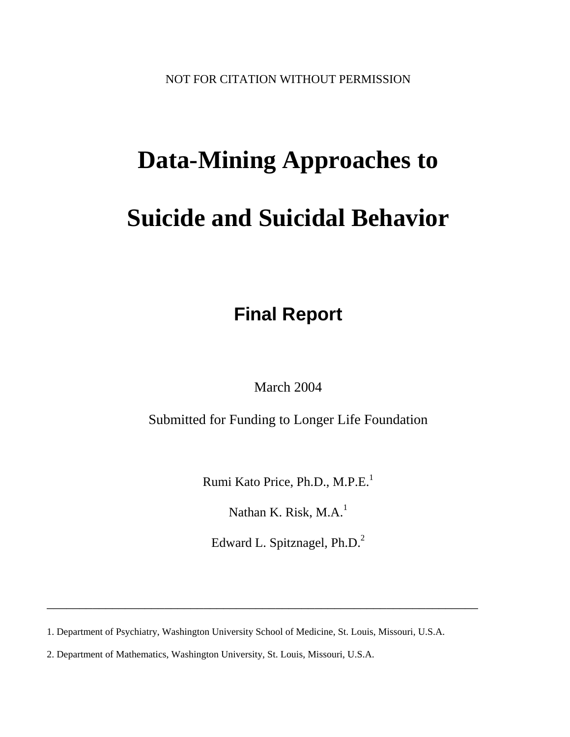NOT FOR CITATION WITHOUT PERMISSION

# Data-Mining Approaches to Suicide and Suicidal Behavior

## Final Report

March 2004

Submitted for Funding to Longer Life Foundation

Rumi Kato Price, Ph.D., M.P.E.[1]

Nathan K. Risk, M.A.[1]

Edward L. Spitznagel, Ph.D.[2]

---

1. Department of Psychiatry, Washington University School of Medicine, St. Louis, Missouri, U.S.A.

2. Department of Mathematics, Washington University, St. Louis, Missouri, U.S.A.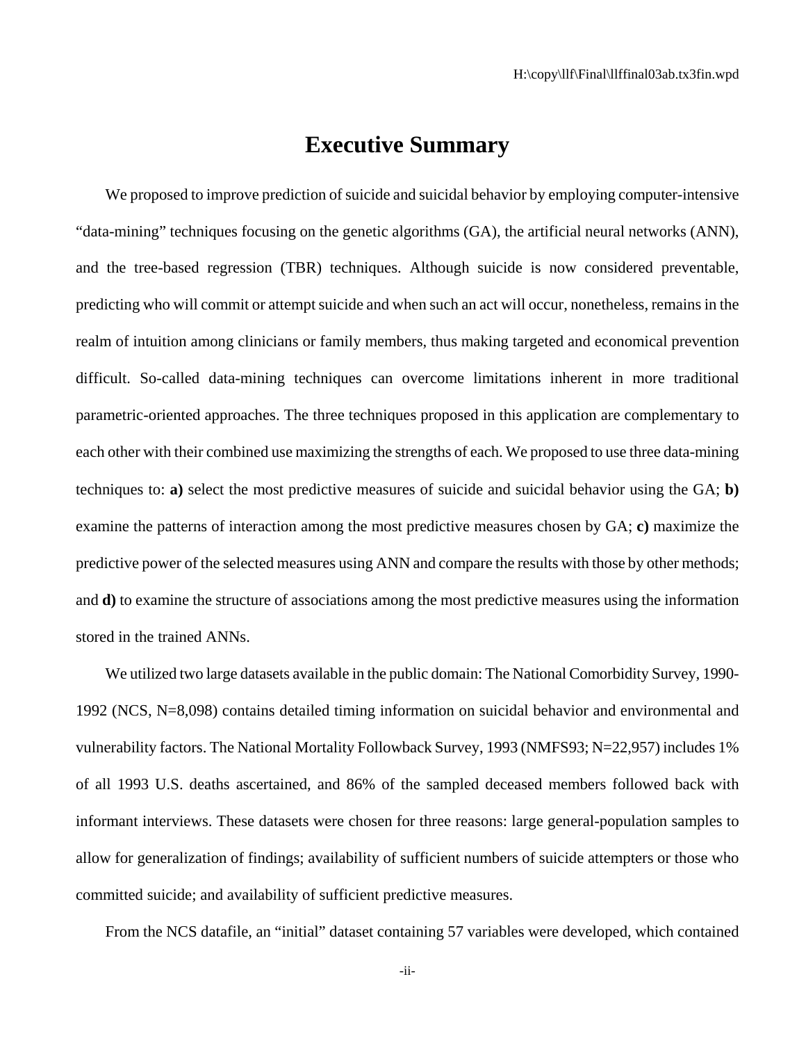# Executive Summary

We proposed to improve prediction of suicide and suicidal behavior by employing computer-intensive "data-mining" techniques focusing on the genetic algorithms (GA), the artificial neural networks (ANN), and the tree-based regression (TBR) techniques. Although suicide is now considered preventable, predicting who will commit or attempt suicide and when such an act will occur, nonetheless, remains in the realm of intuition among clinicians or family members, thus making targeted and economical prevention difficult. So-called data-mining techniques can overcome limitations inherent in more traditional parametric-oriented approaches. The three techniques proposed in this application are complementary to each other with their combined use maximizing the strengths of each. We proposed to use three data-mining techniques to: **a)** select the most predictive measures of suicide and suicidal behavior using the GA; **b)** examine the patterns of interaction among the most predictive measures chosen by GA; **c)** maximize the predictive power of the selected measures using ANN and compare the results with those by other methods; and **d)** to examine the structure of associations among the most predictive measures using the information stored in the trained ANNs.

We utilized two large datasets available in the public domain: The National Comorbidity Survey, 1990-1992 (NCS, N=8,098) contains detailed timing information on suicidal behavior and environmental and vulnerability factors. The National Mortality Followback Survey, 1993 (NMFS93; N=22,957) includes 1% of all 1993 U.S. deaths ascertained, and 86% of the sampled deceased members followed back with informant interviews. These datasets were chosen for three reasons: large general-population samples to allow for generalization of findings; availability of sufficient numbers of suicide attempters or those who committed suicide; and availability of sufficient predictive measures.

From the NCS datafile, an "initial" dataset containing 57 variables were developed, which contained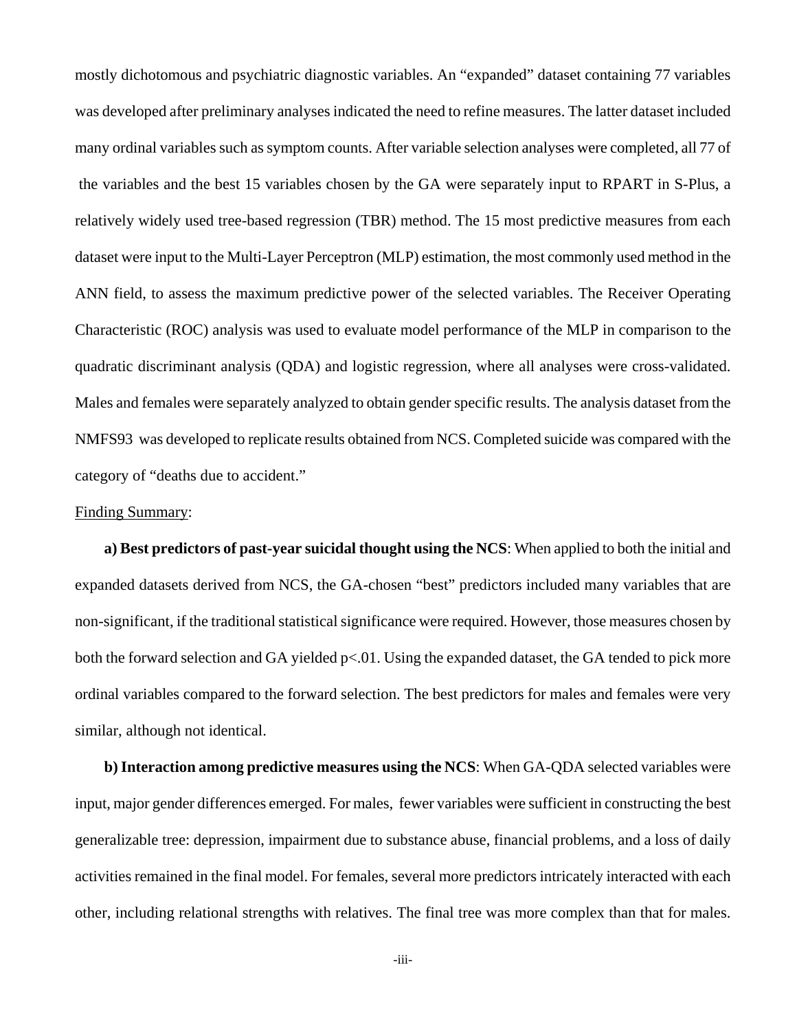mostly dichotomous and psychiatric diagnostic variables. An "expanded" dataset containing 77 variables was developed after preliminary analyses indicated the need to refine measures. The latter dataset included many ordinal variables such as symptom counts. After variable selection analyses were completed, all 77 of the variables and the best 15 variables chosen by the GA were separately input to RPART in S-Plus, a relatively widely used tree-based regression (TBR) method. The 15 most predictive measures from each dataset were input to the Multi-Layer Perceptron (MLP) estimation, the most commonly used method in the ANN field, to assess the maximum predictive power of the selected variables. The Receiver Operating Characteristic (ROC) analysis was used to evaluate model performance of the MLP in comparison to the quadratic discriminant analysis (QDA) and logistic regression, where all analyses were cross-validated. Males and females were separately analyzed to obtain gender specific results. The analysis dataset from the NMFS93 was developed to replicate results obtained from NCS. Completed suicide was compared with the category of "deaths due to accident."

Finding Summary:

**a) Best predictors of past-year suicidal thought using the NCS**: When applied to both the initial and expanded datasets derived from NCS, the GA-chosen "best" predictors included many variables that are non-significant, if the traditional statistical significance were required. However, those measures chosen by both the forward selection and GA yielded $p<.01$. Using the expanded dataset, the GA tended to pick more ordinal variables compared to the forward selection. The best predictors for males and females were very similar, although not identical.

**b) Interaction among predictive measures using the NCS**: When GA-QDA selected variables were input, major gender differences emerged. For males, fewer variables were sufficient in constructing the best generalizable tree: depression, impairment due to substance abuse, financial problems, and a loss of daily activities remained in the final model. For females, several more predictors intricately interacted with each other, including relational strengths with relatives. The final tree was more complex than that for males.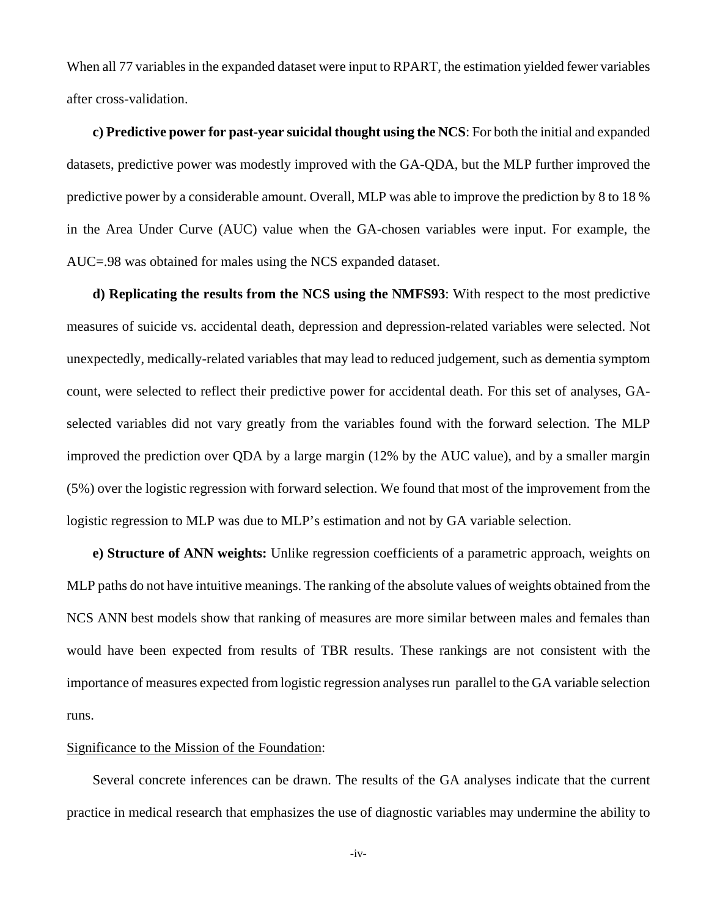When all 77 variables in the expanded dataset were input to RPART, the estimation yielded fewer variables after cross-validation.

**c) Predictive power for past-year suicidal thought using the NCS**: For both the initial and expanded datasets, predictive power was modestly improved with the GA-QDA, but the MLP further improved the predictive power by a considerable amount. Overall, MLP was able to improve the prediction by 8 to 18 % in the Area Under Curve (AUC) value when the GA-chosen variables were input. For example, the AUC=.98 was obtained for males using the NCS expanded dataset.

**d) Replicating the results from the NCS using the NMFS93**: With respect to the most predictive measures of suicide vs. accidental death, depression and depression-related variables were selected. Not unexpectedly, medically-related variables that may lead to reduced judgement, such as dementia symptom count, were selected to reflect their predictive power for accidental death. For this set of analyses, GA-selected variables did not vary greatly from the variables found with the forward selection. The MLP improved the prediction over QDA by a large margin (12% by the AUC value), and by a smaller margin (5%) over the logistic regression with forward selection. We found that most of the improvement from the logistic regression to MLP was due to MLP's estimation and not by GA variable selection.

**e) Structure of ANN weights:** Unlike regression coefficients of a parametric approach, weights on MLP paths do not have intuitive meanings. The ranking of the absolute values of weights obtained from the NCS ANN best models show that ranking of measures are more similar between males and females than would have been expected from results of TBR results. These rankings are not consistent with the importance of measures expected from logistic regression analyses run parallel to the GA variable selection runs.

Significance to the Mission of the Foundation:

Several concrete inferences can be drawn. The results of the GA analyses indicate that the current practice in medical research that emphasizes the use of diagnostic variables may undermine the ability to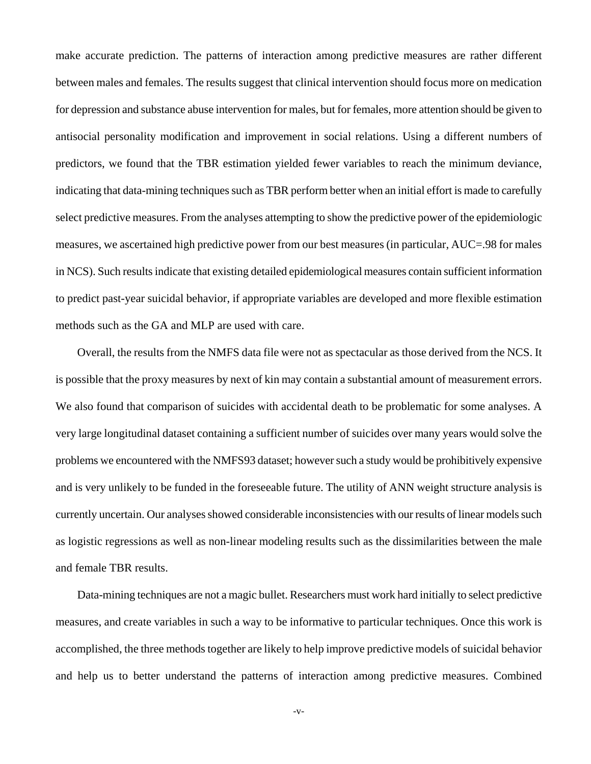make accurate prediction. The patterns of interaction among predictive measures are rather different between males and females. The results suggest that clinical intervention should focus more on medication for depression and substance abuse intervention for males, but for females, more attention should be given to antisocial personality modification and improvement in social relations. Using a different numbers of predictors, we found that the TBR estimation yielded fewer variables to reach the minimum deviance, indicating that data-mining techniques such as TBR perform better when an initial effort is made to carefully select predictive measures. From the analyses attempting to show the predictive power of the epidemiologic measures, we ascertained high predictive power from our best measures (in particular, AUC=.98 for males in NCS). Such results indicate that existing detailed epidemiological measures contain sufficient information to predict past-year suicidal behavior, if appropriate variables are developed and more flexible estimation methods such as the GA and MLP are used with care.

Overall, the results from the NMFS data file were not as spectacular as those derived from the NCS. It is possible that the proxy measures by next of kin may contain a substantial amount of measurement errors. We also found that comparison of suicides with accidental death to be problematic for some analyses. A very large longitudinal dataset containing a sufficient number of suicides over many years would solve the problems we encountered with the NMFS93 dataset; however such a study would be prohibitively expensive and is very unlikely to be funded in the foreseeable future. The utility of ANN weight structure analysis is currently uncertain. Our analyses showed considerable inconsistencies with our results of linear models such as logistic regressions as well as non-linear modeling results such as the dissimilarities between the male and female TBR results.

Data-mining techniques are not a magic bullet. Researchers must work hard initially to select predictive measures, and create variables in such a way to be informative to particular techniques. Once this work is accomplished, the three methods together are likely to help improve predictive models of suicidal behavior and help us to better understand the patterns of interaction among predictive measures. Combined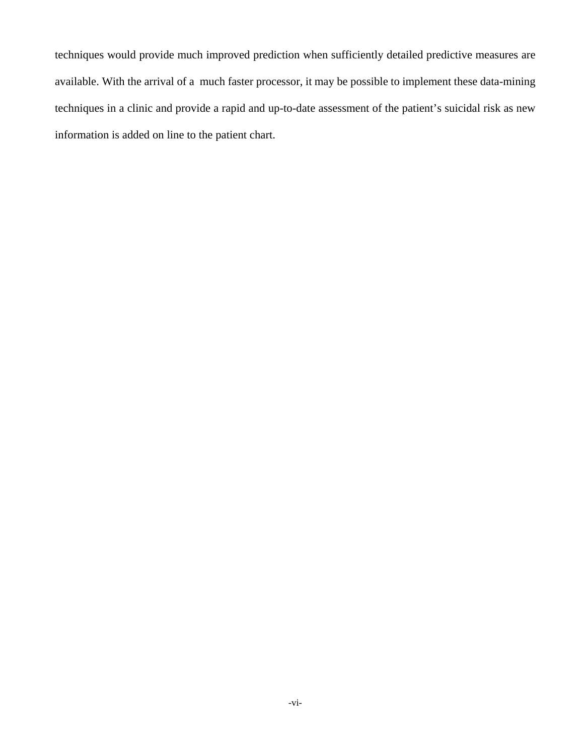techniques would provide much improved prediction when sufficiently detailed predictive measures are available. With the arrival of a much faster processor, it may be possible to implement these data-mining techniques in a clinic and provide a rapid and up-to-date assessment of the patient's suicidal risk as new information is added on line to the patient chart.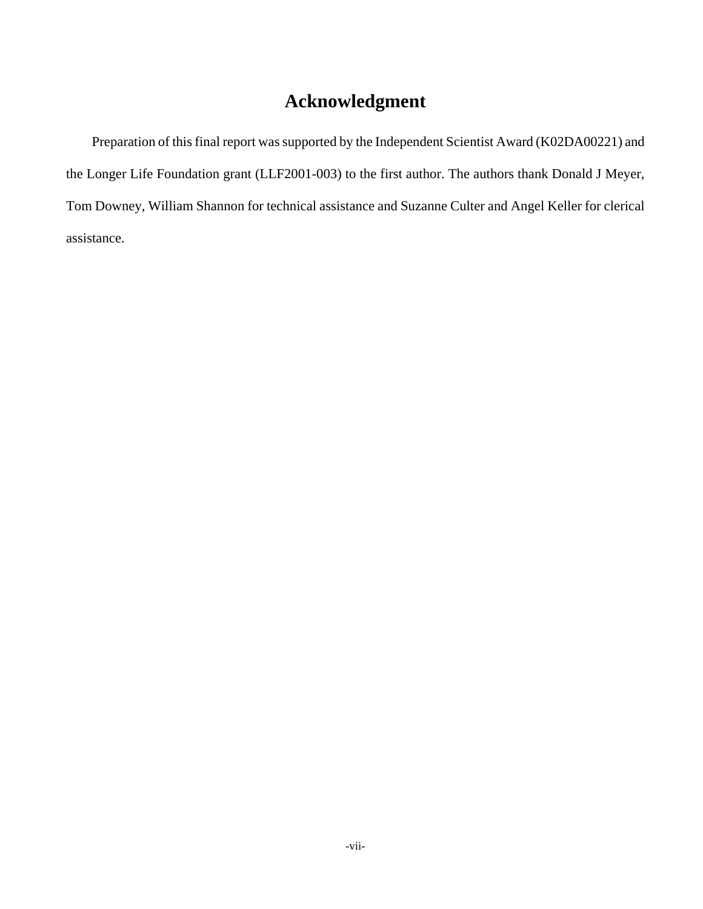# Acknowledgment

Preparation of this final report was supported by the Independent Scientist Award (K02DA00221) and the Longer Life Foundation grant (LLF2001-003) to the first author. The authors thank Donald J Meyer, Tom Downey, William Shannon for technical assistance and Suzanne Culter and Angel Keller for clerical assistance.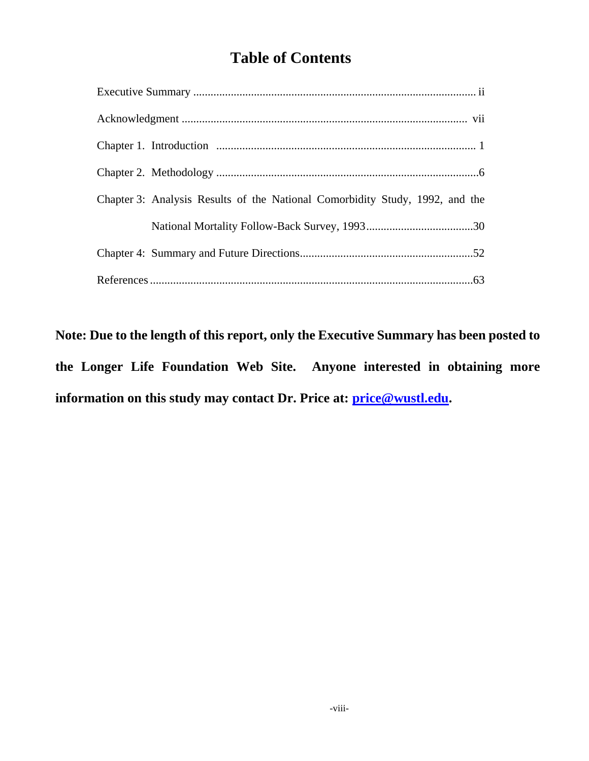# Table of Contents

| | |
|---|---|
| Executive Summary | ii |
| Acknowledgment | vii |
| Chapter 1. Introduction | 1 |
| Chapter 2. Methodology | 6 |
| Chapter 3: Analysis Results of the National Comorbidity Study, 1992, and the National Mortality Follow-Back Survey, 1993 | 30 |
| Chapter 4: Summary and Future Directions | 52 |
| References | 63 |

**Note: Due to the length of this report, only the Executive Summary has been posted to the Longer Life Foundation Web Site. Anyone interested in obtaining more information on this study may contact Dr. Price at: price@wustl.edu.**